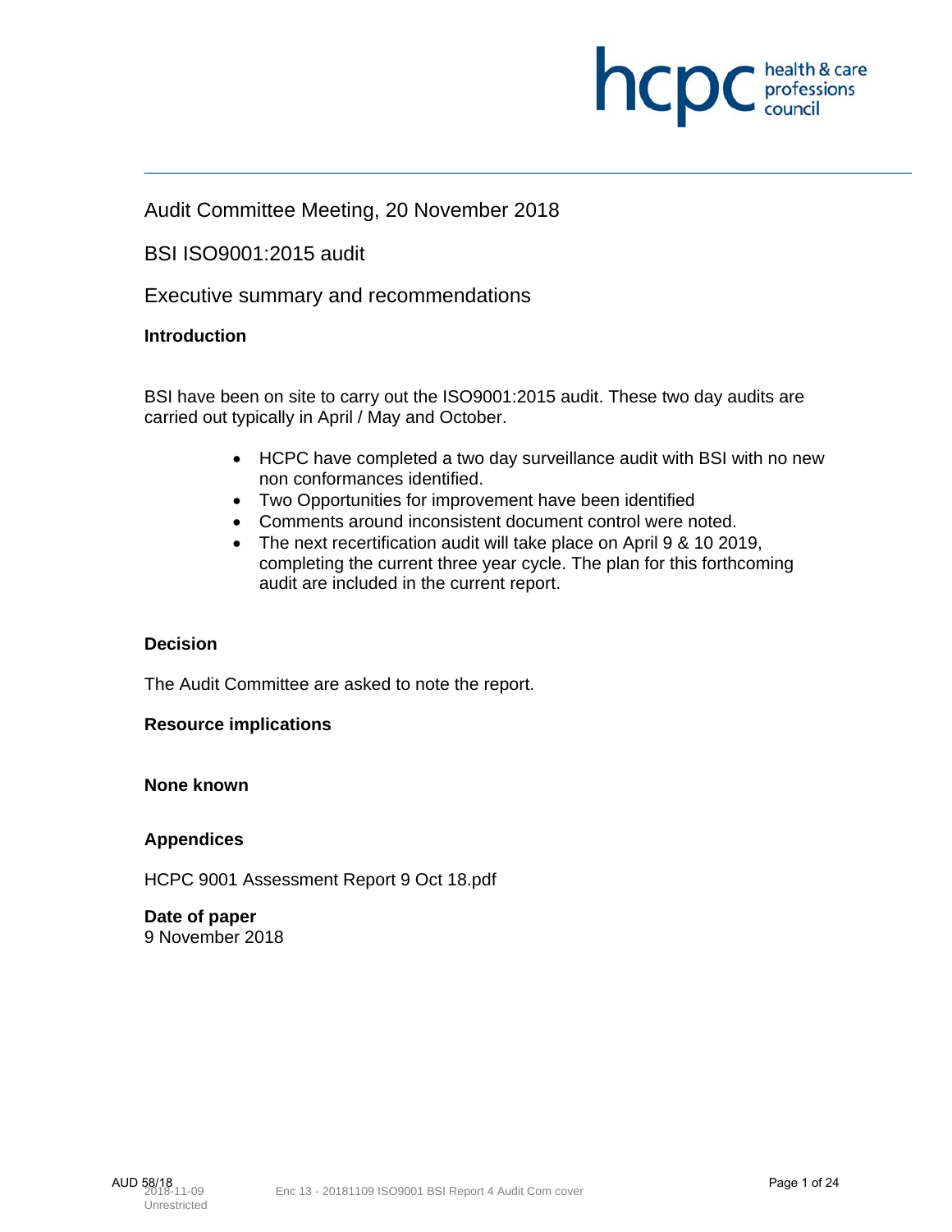Audit Committee Meeting, 20 November 2018

BSI ISO9001:2015 audit

Executive summary and recommendations

**Introduction**

BSI have been on site to carry out the ISO9001:2015 audit. These two day audits are carried out typically in April / May and October.

- HCPC have completed a two day surveillance audit with BSI with no new non conformances identified.
- Two Opportunities for improvement have been identified
- Comments around inconsistent document control were noted.
- The next recertification audit will take place on April 9 & 10 2019, completing the current three year cycle. The plan for this forthcoming audit are included in the current report.

**Decision**

The Audit Committee are asked to note the report.

**Resource implications**

**None known**

**Appendices**

HCPC 9001 Assessment Report 9 Oct 18.pdf

**Date of paper**
9 November 2018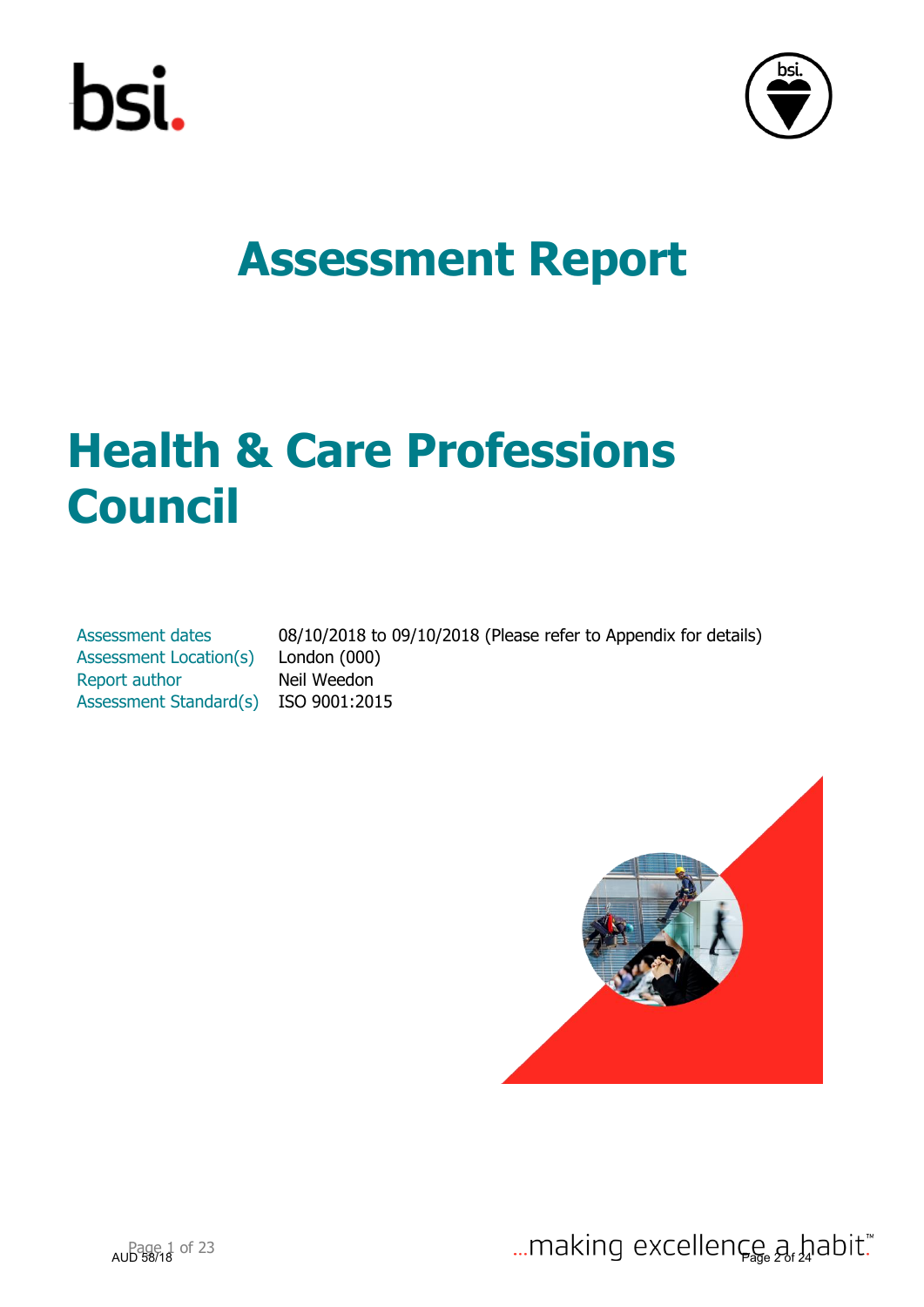# Assessment Report

# Health & Care Professions Council

| | |
|---|---|
| Assessment dates | 08/10/2018 to 09/10/2018 (Please refer to Appendix for details) |
| Assessment Location(s) | London (000) |
| Report author | Neil Weedon |
| Assessment Standard(s) | ISO 9001:2015 |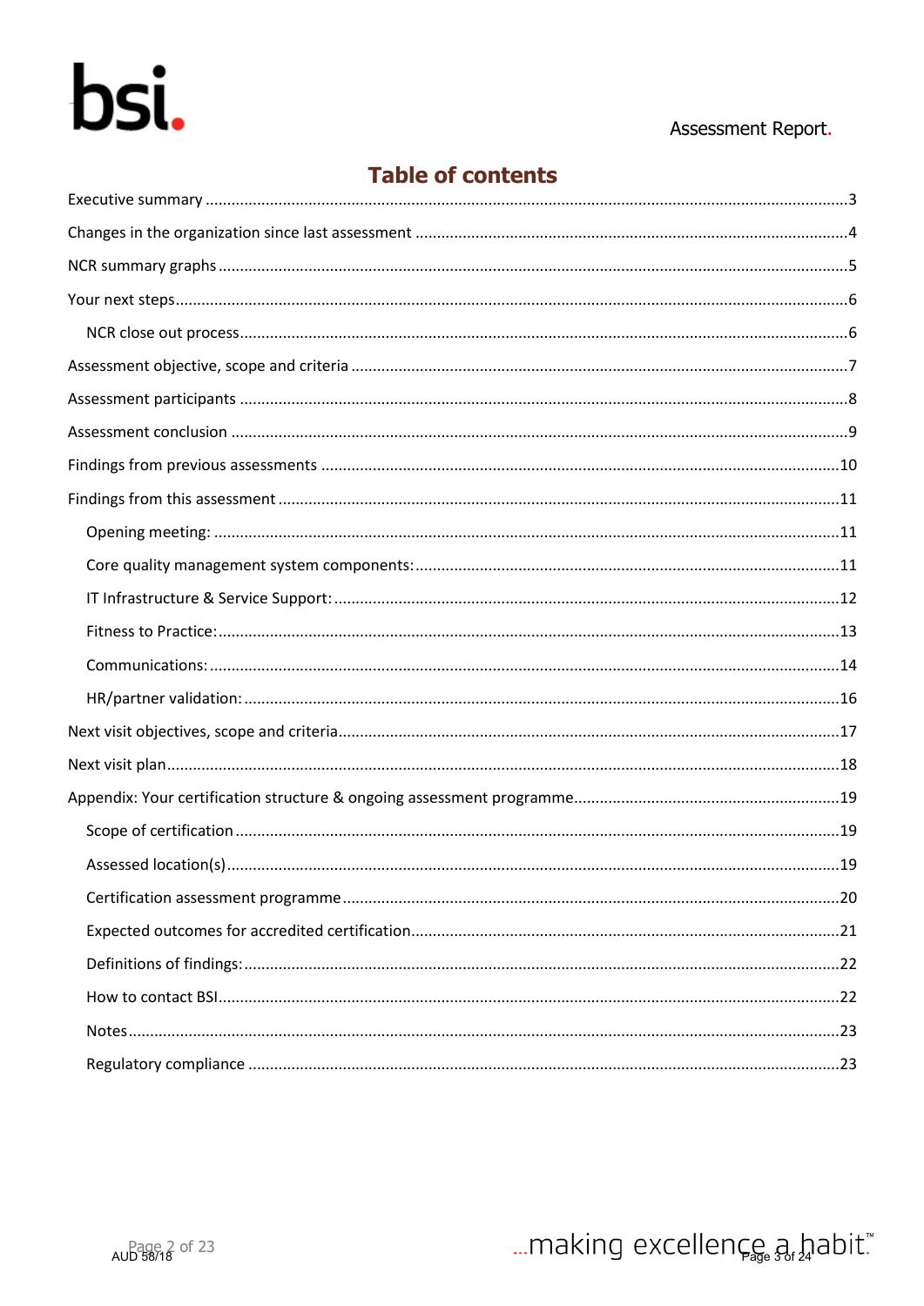# Table of contents

- Executive summary ... 3
- Changes in the organization since last assessment ... 4
- NCR summary graphs ... 5
- Your next steps ... 6
  - NCR close out process ... 6
- Assessment objective, scope and criteria ... 7
- Assessment participants ... 8
- Assessment conclusion ... 9
- Findings from previous assessments ... 10
- Findings from this assessment ... 11
  - Opening meeting: ... 11
  - Core quality management system components: ... 11
  - IT Infrastructure & Service Support: ... 12
  - Fitness to Practice: ... 13
  - Communications: ... 14
  - HR/partner validation: ... 16
- Next visit objectives, scope and criteria ... 17
- Next visit plan ... 18
- Appendix: Your certification structure & ongoing assessment programme ... 19
  - Scope of certification ... 19
  - Assessed location(s) ... 19
  - Certification assessment programme ... 20
  - Expected outcomes for accredited certification ... 21
  - Definitions of findings: ... 22
  - How to contact BSI ... 22
  - Notes ... 23
  - Regulatory compliance ... 23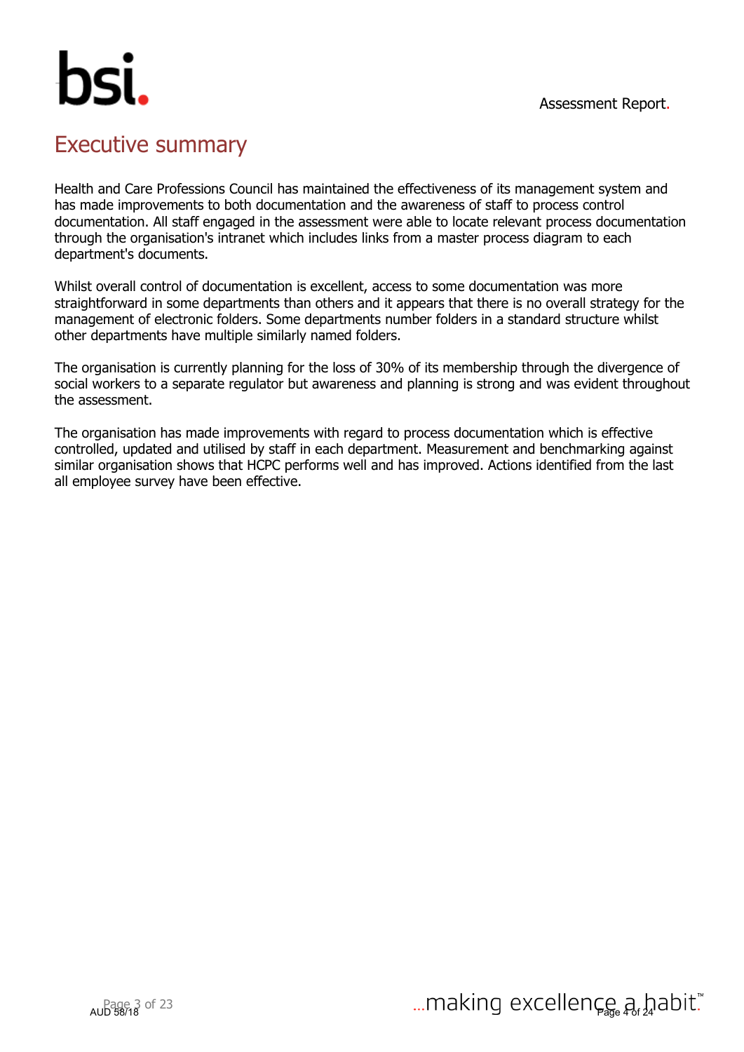# Executive summary

Health and Care Professions Council has maintained the effectiveness of its management system and has made improvements to both documentation and the awareness of staff to process control documentation. All staff engaged in the assessment were able to locate relevant process documentation through the organisation's intranet which includes links from a master process diagram to each department's documents.

Whilst overall control of documentation is excellent, access to some documentation was more straightforward in some departments than others and it appears that there is no overall strategy for the management of electronic folders. Some departments number folders in a standard structure whilst other departments have multiple similarly named folders.

The organisation is currently planning for the loss of 30% of its membership through the divergence of social workers to a separate regulator but awareness and planning is strong and was evident throughout the assessment.

The organisation has made improvements with regard to process documentation which is effective controlled, updated and utilised by staff in each department. Measurement and benchmarking against similar organisation shows that HCPC performs well and has improved. Actions identified from the last all employee survey have been effective.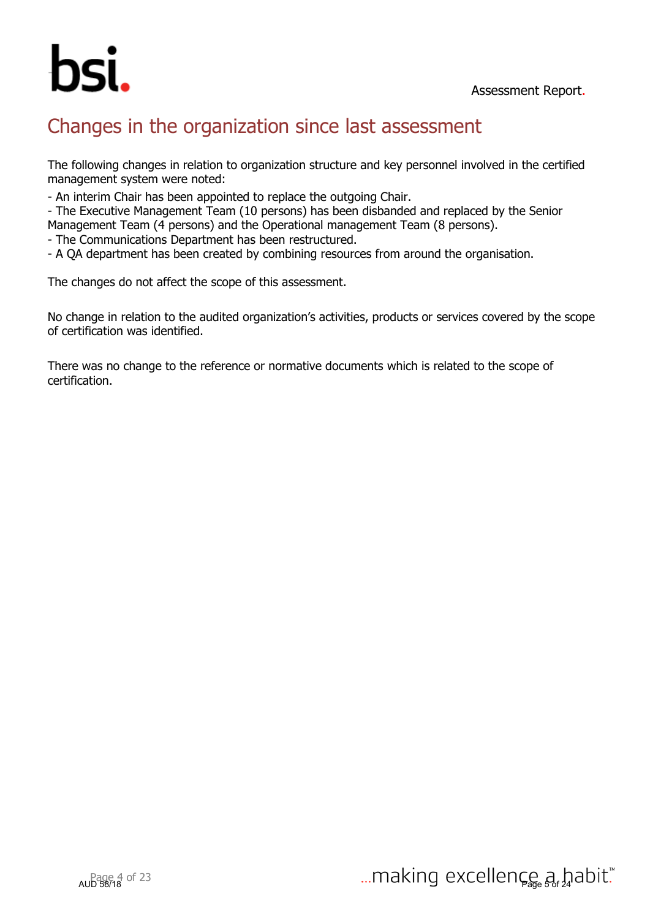# Changes in the organization since last assessment

The following changes in relation to organization structure and key personnel involved in the certified management system were noted:

- An interim Chair has been appointed to replace the outgoing Chair.
- The Executive Management Team (10 persons) has been disbanded and replaced by the Senior Management Team (4 persons) and the Operational management Team (8 persons).
- The Communications Department has been restructured.
- A QA department has been created by combining resources from around the organisation.

The changes do not affect the scope of this assessment.

No change in relation to the audited organization's activities, products or services covered by the scope of certification was identified.

There was no change to the reference or normative documents which is related to the scope of certification.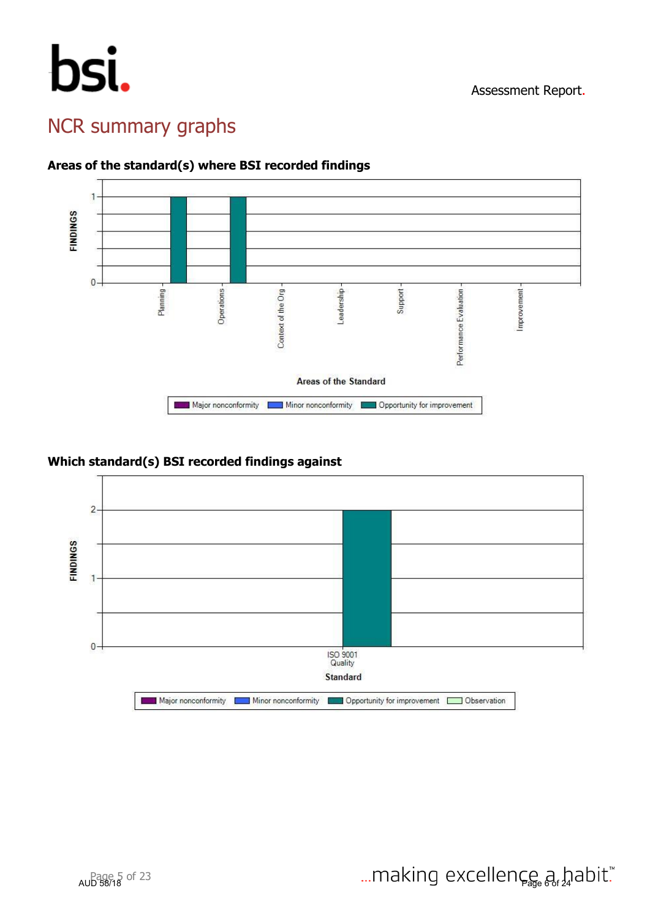# NCR summary graphs

### Areas of the standard(s) where BSI recorded findings

FINDINGS

Planning, Operations, Context of the Org, Leadership, Support, Performance Evaluation, Improvement

Areas of the Standard

Major nonconformity, Minor nonconformity, Opportunity for improvement

### Which standard(s) BSI recorded findings against

FINDINGS

ISO 9001 Quality

Standard

Major nonconformity, Minor nonconformity, Opportunity for improvement, Observation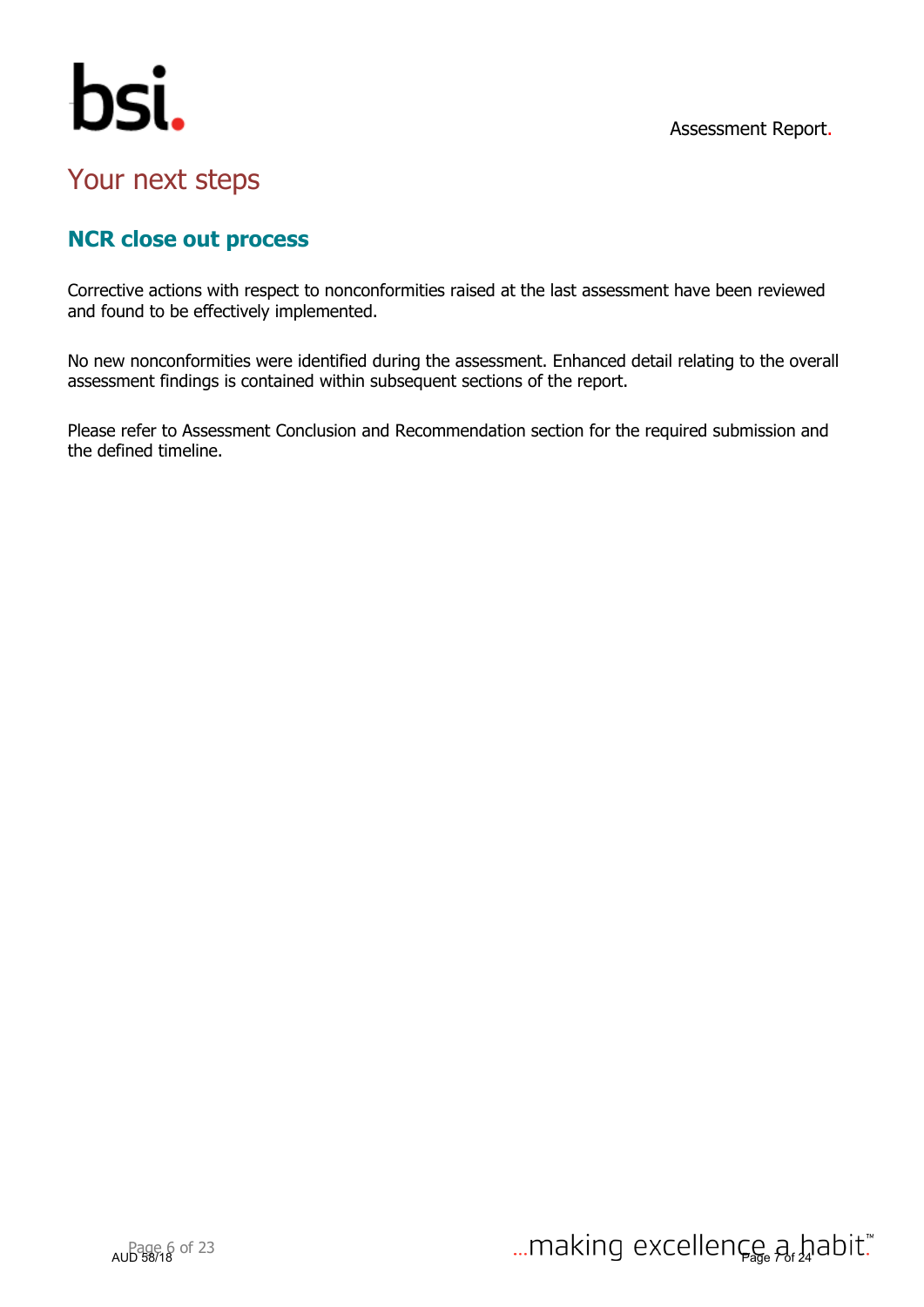# Your next steps

## NCR close out process

Corrective actions with respect to nonconformities raised at the last assessment have been reviewed and found to be effectively implemented.

No new nonconformities were identified during the assessment. Enhanced detail relating to the overall assessment findings is contained within subsequent sections of the report.

Please refer to Assessment Conclusion and Recommendation section for the required submission and the defined timeline.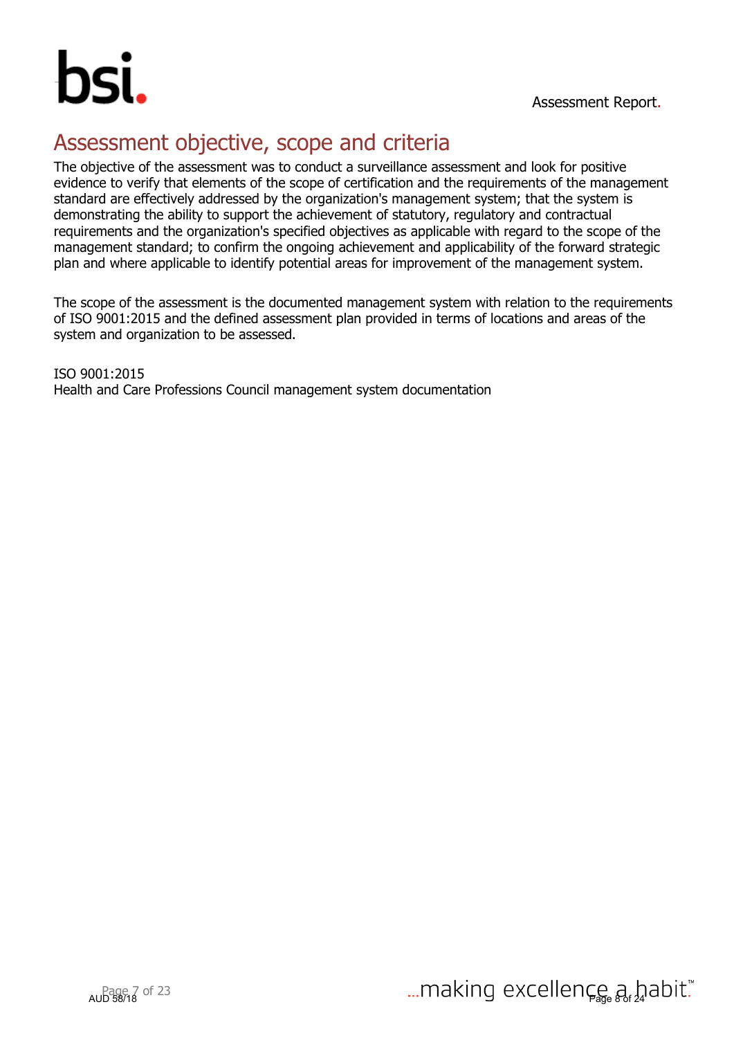# Assessment objective, scope and criteria

The objective of the assessment was to conduct a surveillance assessment and look for positive evidence to verify that elements of the scope of certification and the requirements of the management standard are effectively addressed by the organization's management system; that the system is demonstrating the ability to support the achievement of statutory, regulatory and contractual requirements and the organization's specified objectives as applicable with regard to the scope of the management standard; to confirm the ongoing achievement and applicability of the forward strategic plan and where applicable to identify potential areas for improvement of the management system.

The scope of the assessment is the documented management system with relation to the requirements of ISO 9001:2015 and the defined assessment plan provided in terms of locations and areas of the system and organization to be assessed.

ISO 9001:2015
Health and Care Professions Council management system documentation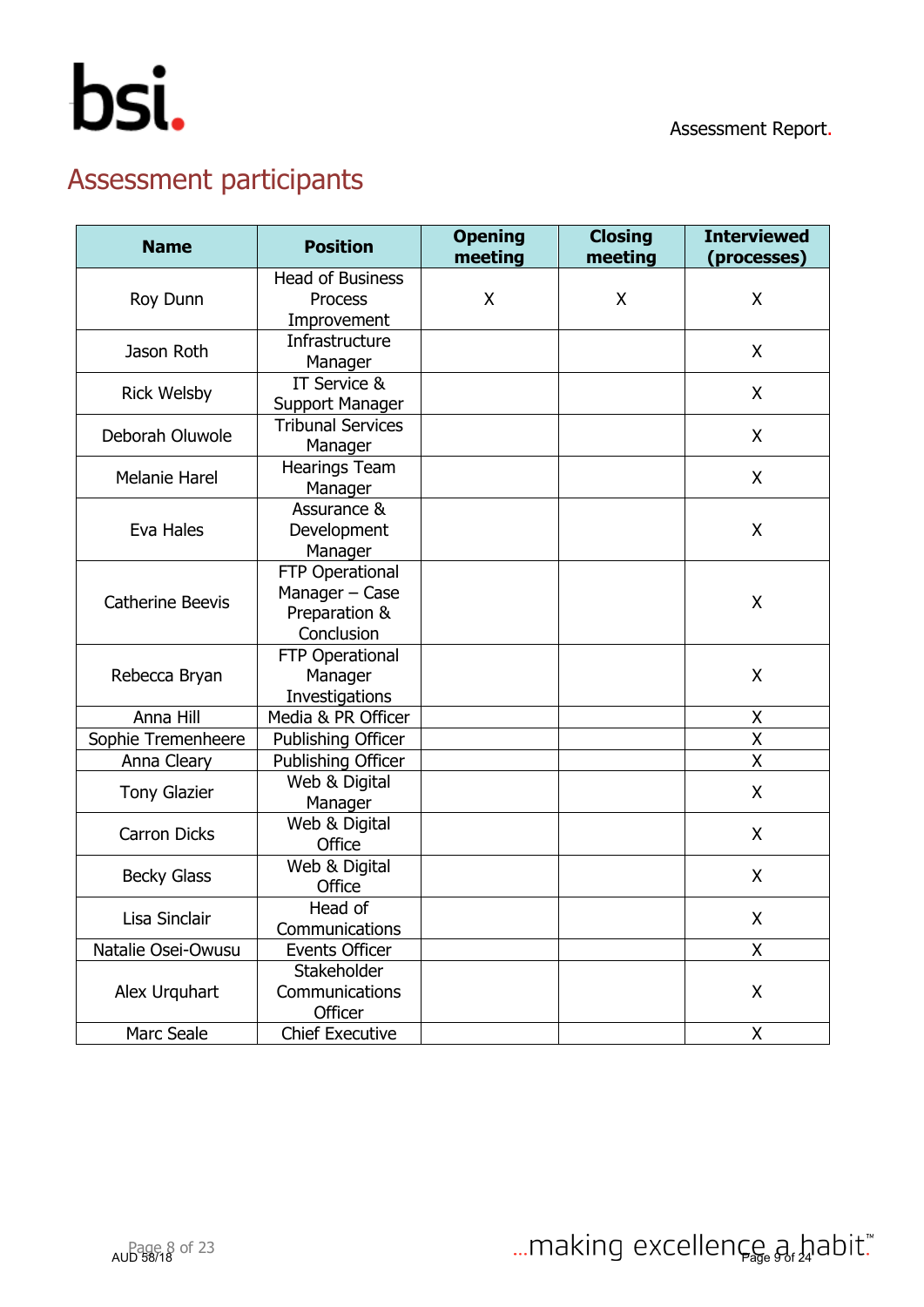# Assessment participants

| Name | Position | Opening meeting | Closing meeting | Interviewed (processes) |
|---|---|---|---|---|
| Roy Dunn | Head of Business Process Improvement | X | X | X |
| Jason Roth | Infrastructure Manager | | | X |
| Rick Welsby | IT Service & Support Manager | | | X |
| Deborah Oluwole | Tribunal Services Manager | | | X |
| Melanie Harel | Hearings Team Manager | | | X |
| Eva Hales | Assurance & Development Manager | | | X |
| Catherine Beevis | FTP Operational Manager – Case Preparation & Conclusion | | | X |
| Rebecca Bryan | FTP Operational Manager Investigations | | | X |
| Anna Hill | Media & PR Officer | | | X |
| Sophie Tremenheere | Publishing Officer | | | X |
| Anna Cleary | Publishing Officer | | | X |
| Tony Glazier | Web & Digital Manager | | | X |
| Carron Dicks | Web & Digital Office | | | X |
| Becky Glass | Web & Digital Office | | | X |
| Lisa Sinclair | Head of Communications | | | X |
| Natalie Osei-Owusu | Events Officer | | | X |
| Alex Urquhart | Stakeholder Communications Officer | | | X |
| Marc Seale | Chief Executive | | | X |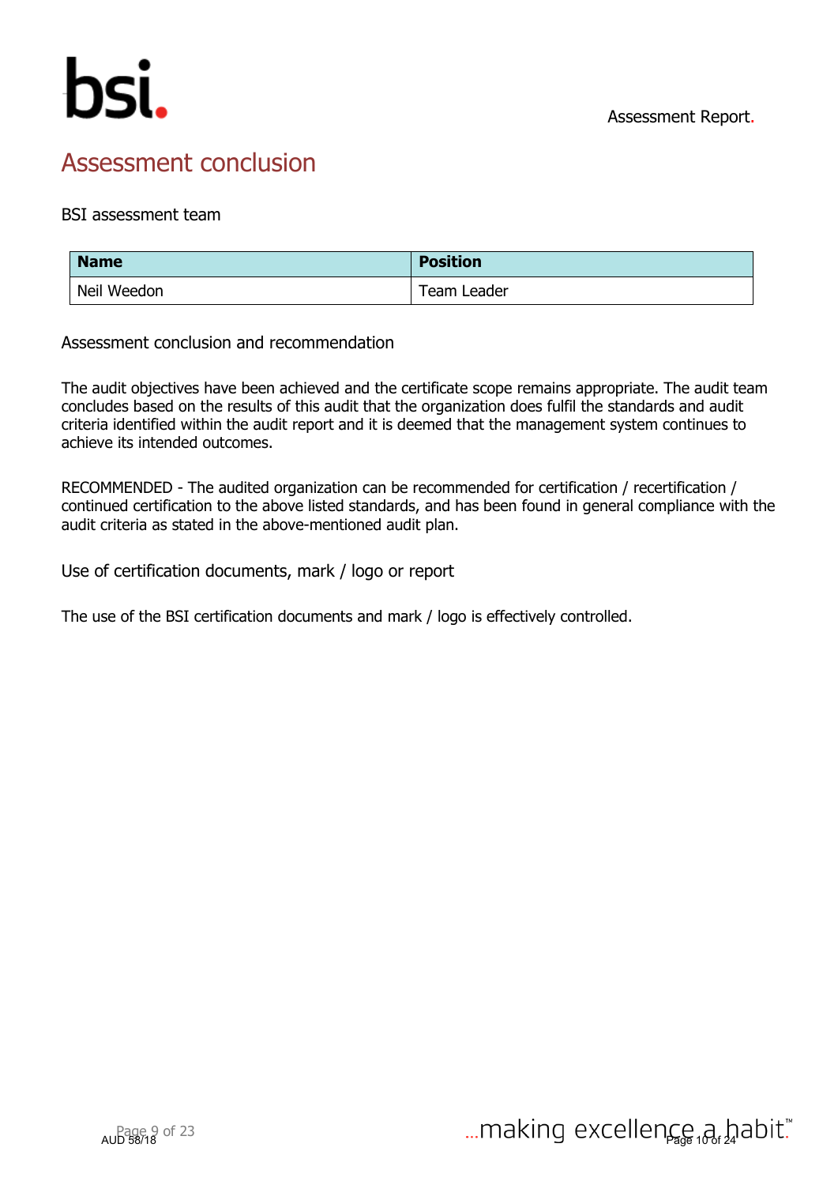# Assessment conclusion

## BSI assessment team

| Name | Position |
| --- | --- |
| Neil Weedon | Team Leader |

## Assessment conclusion and recommendation

The audit objectives have been achieved and the certificate scope remains appropriate. The audit team concludes based on the results of this audit that the organization does fulfil the standards and audit criteria identified within the audit report and it is deemed that the management system continues to achieve its intended outcomes.

RECOMMENDED - The audited organization can be recommended for certification / recertification / continued certification to the above listed standards, and has been found in general compliance with the audit criteria as stated in the above-mentioned audit plan.

## Use of certification documents, mark / logo or report

The use of the BSI certification documents and mark / logo is effectively controlled.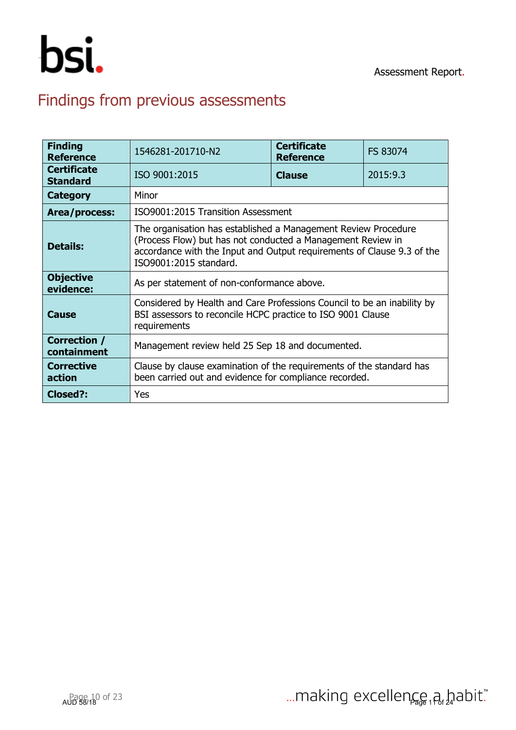# Findings from previous assessments

| Finding Reference | 1546281-201710-N2 | Certificate Reference | FS 83074 |
|---|---|---|---|
| Certificate Standard | ISO 9001:2015 | Clause | 2015:9.3 |
| Category | Minor | | |
| Area/process: | ISO9001:2015 Transition Assessment | | |
| Details: | The organisation has established a Management Review Procedure (Process Flow) but has not conducted a Management Review in accordance with the Input and Output requirements of Clause 9.3 of the ISO9001:2015 standard. | | |
| Objective evidence: | As per statement of non-conformance above. | | |
| Cause | Considered by Health and Care Professions Council to be an inability by BSI assessors to reconcile HCPC practice to ISO 9001 Clause requirements | | |
| Correction / containment | Management review held 25 Sep 18 and documented. | | |
| Corrective action | Clause by clause examination of the requirements of the standard has been carried out and evidence for compliance recorded. | | |
| Closed?: | Yes | | |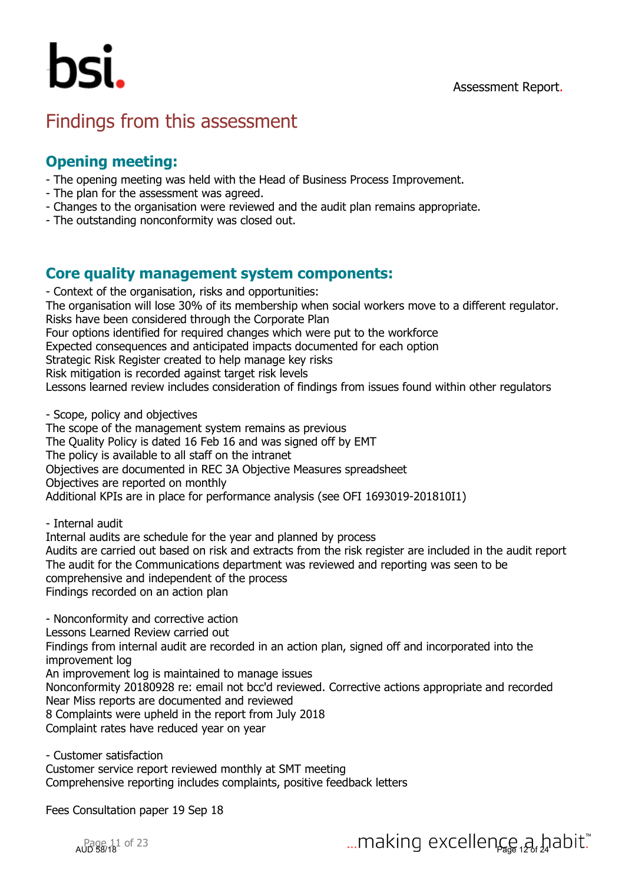# Findings from this assessment

## Opening meeting:

- The opening meeting was held with the Head of Business Process Improvement.
- The plan for the assessment was agreed.
- Changes to the organisation were reviewed and the audit plan remains appropriate.
- The outstanding nonconformity was closed out.

## Core quality management system components:

- Context of the organisation, risks and opportunities:

The organisation will lose 30% of its membership when social workers move to a different regulator.
Risks have been considered through the Corporate Plan
Four options identified for required changes which were put to the workforce
Expected consequences and anticipated impacts documented for each option
Strategic Risk Register created to help manage key risks
Risk mitigation is recorded against target risk levels
Lessons learned review includes consideration of findings from issues found within other regulators

- Scope, policy and objectives

The scope of the management system remains as previous
The Quality Policy is dated 16 Feb 16 and was signed off by EMT
The policy is available to all staff on the intranet
Objectives are documented in REC 3A Objective Measures spreadsheet
Objectives are reported on monthly
Additional KPIs are in place for performance analysis (see OFI 1693019-201810I1)

- Internal audit

Internal audits are schedule for the year and planned by process
Audits are carried out based on risk and extracts from the risk register are included in the audit report
The audit for the Communications department was reviewed and reporting was seen to be comprehensive and independent of the process
Findings recorded on an action plan

- Nonconformity and corrective action

Lessons Learned Review carried out
Findings from internal audit are recorded in an action plan, signed off and incorporated into the improvement log
An improvement log is maintained to manage issues
Nonconformity 20180928 re: email not bcc'd reviewed. Corrective actions appropriate and recorded
Near Miss reports are documented and reviewed
8 Complaints were upheld in the report from July 2018
Complaint rates have reduced year on year

- Customer satisfaction

Customer service report reviewed monthly at SMT meeting
Comprehensive reporting includes complaints, positive feedback letters

Fees Consultation paper 19 Sep 18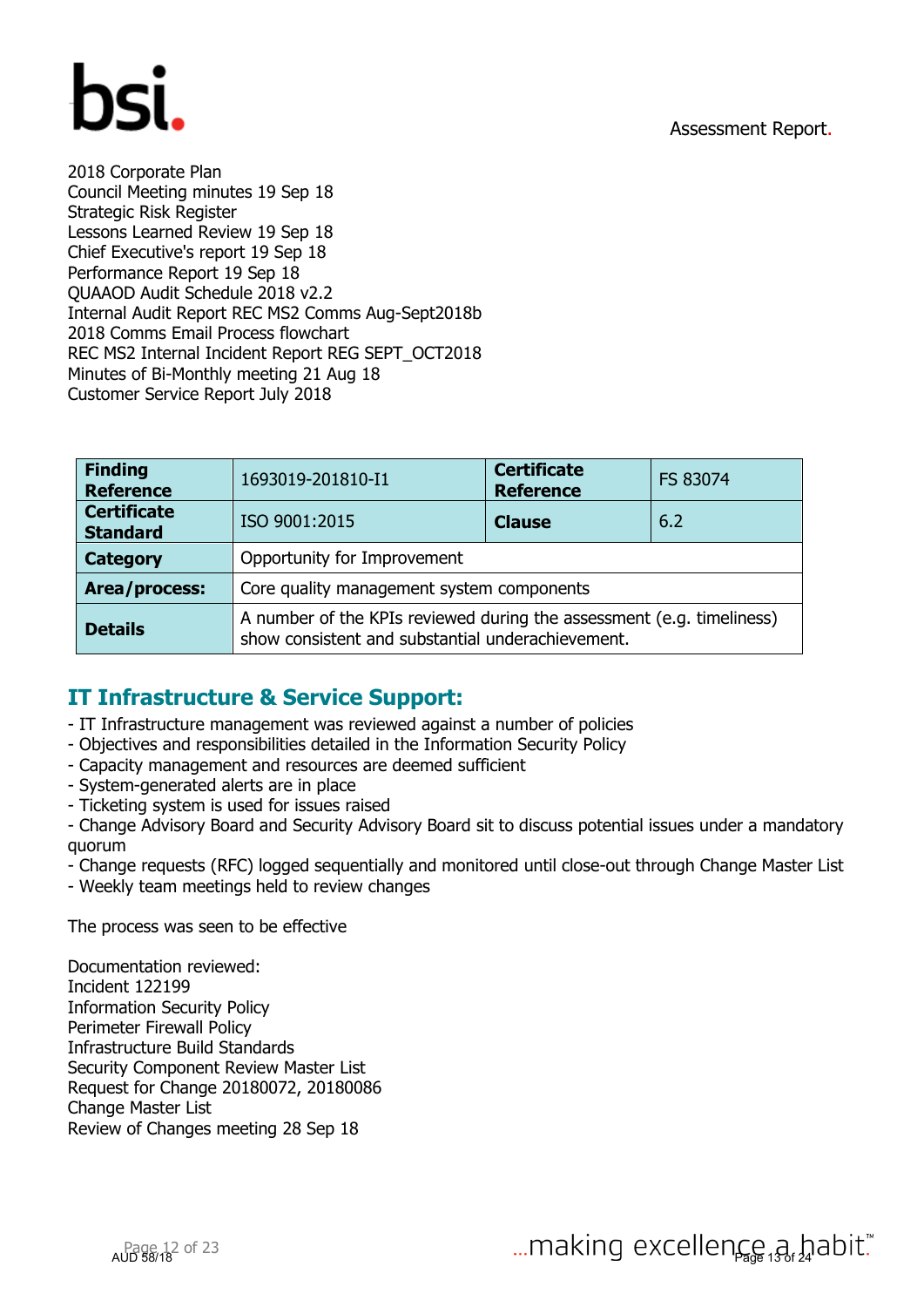2018 Corporate Plan
Council Meeting minutes 19 Sep 18
Strategic Risk Register
Lessons Learned Review 19 Sep 18
Chief Executive's report 19 Sep 18
Performance Report 19 Sep 18
QUAAOD Audit Schedule 2018 v2.2
Internal Audit Report REC MS2 Comms Aug-Sept2018b
2018 Comms Email Process flowchart
REC MS2 Internal Incident Report REG SEPT_OCT2018
Minutes of Bi-Monthly meeting 21 Aug 18
Customer Service Report July 2018

| **Finding Reference** | 1693019-201810-I1 | **Certificate Reference** | FS 83074 |
|---|---|---|---|
| **Certificate Standard** | ISO 9001:2015 | **Clause** | 6.2 |
| **Category** | Opportunity for Improvement | | |
| **Area/process:** | Core quality management system components | | |
| **Details** | A number of the KPIs reviewed during the assessment (e.g. timeliness) show consistent and substantial underachievement. | | |

## IT Infrastructure & Service Support:

- IT Infrastructure management was reviewed against a number of policies
- Objectives and responsibilities detailed in the Information Security Policy
- Capacity management and resources are deemed sufficient
- System-generated alerts are in place
- Ticketing system is used for issues raised
- Change Advisory Board and Security Advisory Board sit to discuss potential issues under a mandatory quorum
- Change requests (RFC) logged sequentially and monitored until close-out through Change Master List
- Weekly team meetings held to review changes

The process was seen to be effective

Documentation reviewed:
Incident 122199
Information Security Policy
Perimeter Firewall Policy
Infrastructure Build Standards
Security Component Review Master List
Request for Change 20180072, 20180086
Change Master List
Review of Changes meeting 28 Sep 18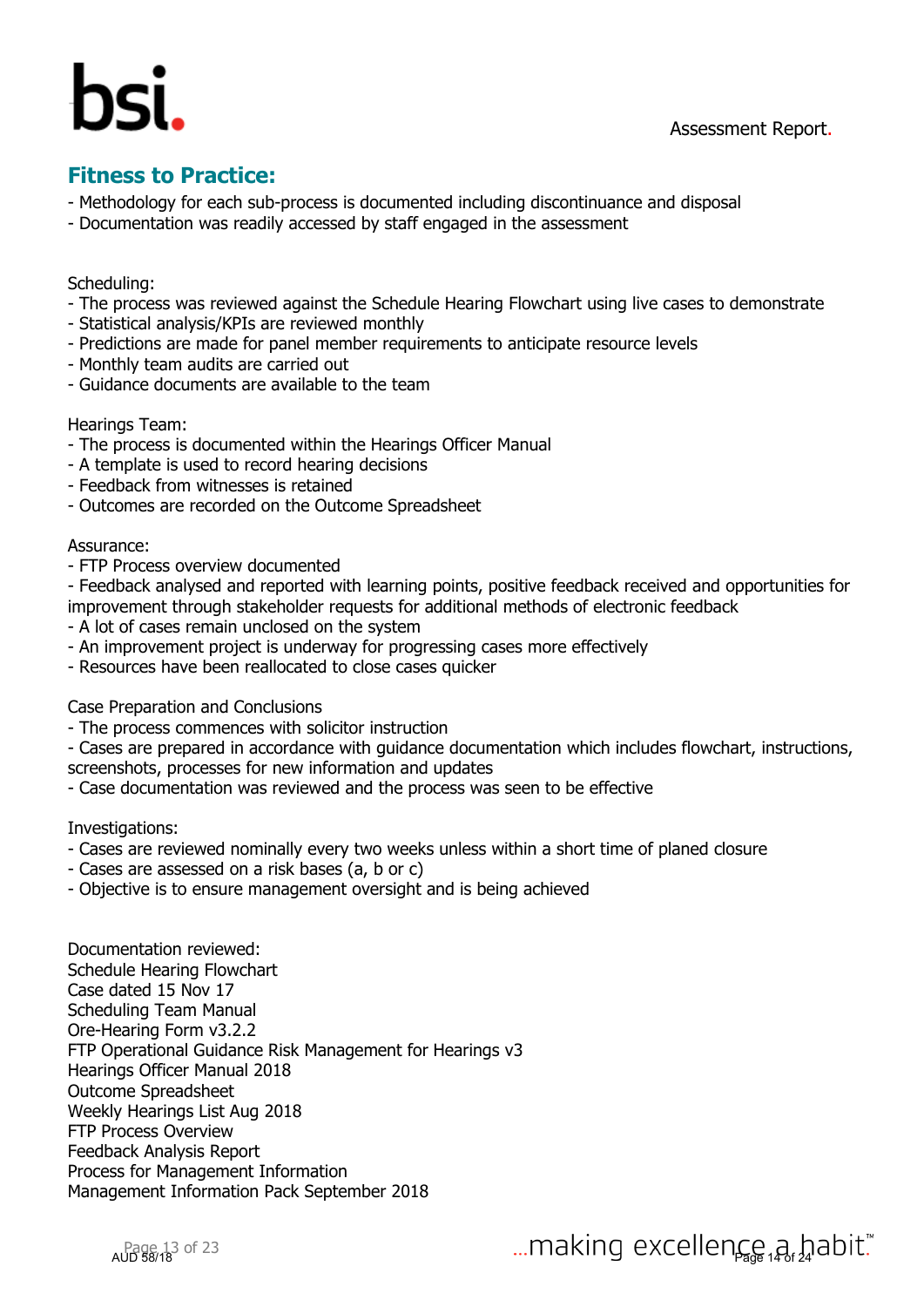## Fitness to Practice:

- Methodology for each sub-process is documented including discontinuance and disposal
- Documentation was readily accessed by staff engaged in the assessment

Scheduling:
- The process was reviewed against the Schedule Hearing Flowchart using live cases to demonstrate
- Statistical analysis/KPIs are reviewed monthly
- Predictions are made for panel member requirements to anticipate resource levels
- Monthly team audits are carried out
- Guidance documents are available to the team

Hearings Team:
- The process is documented within the Hearings Officer Manual
- A template is used to record hearing decisions
- Feedback from witnesses is retained
- Outcomes are recorded on the Outcome Spreadsheet

Assurance:
- FTP Process overview documented
- Feedback analysed and reported with learning points, positive feedback received and opportunities for improvement through stakeholder requests for additional methods of electronic feedback
- A lot of cases remain unclosed on the system
- An improvement project is underway for progressing cases more effectively
- Resources have been reallocated to close cases quicker

Case Preparation and Conclusions
- The process commences with solicitor instruction
- Cases are prepared in accordance with guidance documentation which includes flowchart, instructions, screenshots, processes for new information and updates
- Case documentation was reviewed and the process was seen to be effective

Investigations:
- Cases are reviewed nominally every two weeks unless within a short time of planed closure
- Cases are assessed on a risk bases (a, b or c)
- Objective is to ensure management oversight and is being achieved

Documentation reviewed:
Schedule Hearing Flowchart
Case dated 15 Nov 17
Scheduling Team Manual
Ore-Hearing Form v3.2.2
FTP Operational Guidance Risk Management for Hearings v3
Hearings Officer Manual 2018
Outcome Spreadsheet
Weekly Hearings List Aug 2018
FTP Process Overview
Feedback Analysis Report
Process for Management Information
Management Information Pack September 2018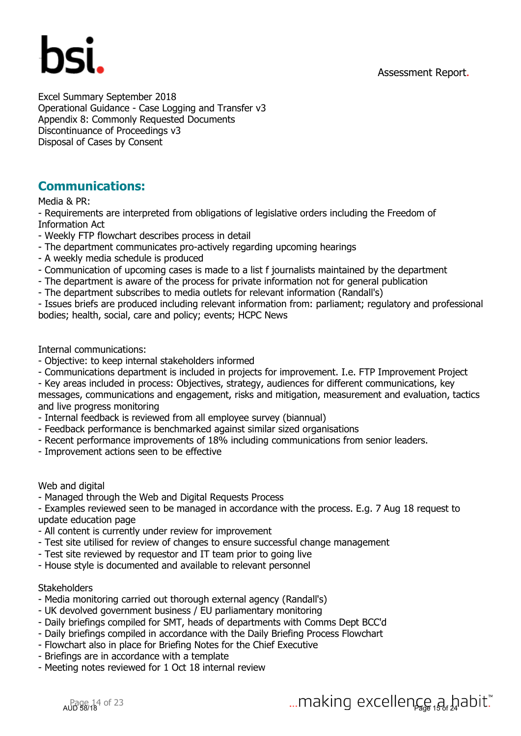Excel Summary September 2018
Operational Guidance - Case Logging and Transfer v3
Appendix 8: Commonly Requested Documents
Discontinuance of Proceedings v3
Disposal of Cases by Consent

## Communications:

Media & PR:

- Requirements are interpreted from obligations of legislative orders including the Freedom of Information Act
- Weekly FTP flowchart describes process in detail
- The department communicates pro-actively regarding upcoming hearings
- A weekly media schedule is produced
- Communication of upcoming cases is made to a list f journalists maintained by the department
- The department is aware of the process for private information not for general publication
- The department subscribes to media outlets for relevant information (Randall's)
- Issues briefs are produced including relevant information from: parliament; regulatory and professional bodies; health, social, care and policy; events; HCPC News

Internal communications:

- Objective: to keep internal stakeholders informed
- Communications department is included in projects for improvement. I.e. FTP Improvement Project
- Key areas included in process: Objectives, strategy, audiences for different communications, key messages, communications and engagement, risks and mitigation, measurement and evaluation, tactics and live progress monitoring
- Internal feedback is reviewed from all employee survey (biannual)
- Feedback performance is benchmarked against similar sized organisations
- Recent performance improvements of 18% including communications from senior leaders.
- Improvement actions seen to be effective

Web and digital

- Managed through the Web and Digital Requests Process
- Examples reviewed seen to be managed in accordance with the process. E.g. 7 Aug 18 request to update education page
- All content is currently under review for improvement
- Test site utilised for review of changes to ensure successful change management
- Test site reviewed by requestor and IT team prior to going live
- House style is documented and available to relevant personnel

Stakeholders

- Media monitoring carried out thorough external agency (Randall's)
- UK devolved government business / EU parliamentary monitoring
- Daily briefings compiled for SMT, heads of departments with Comms Dept BCC'd
- Daily briefings compiled in accordance with the Daily Briefing Process Flowchart
- Flowchart also in place for Briefing Notes for the Chief Executive
- Briefings are in accordance with a template
- Meeting notes reviewed for 1 Oct 18 internal review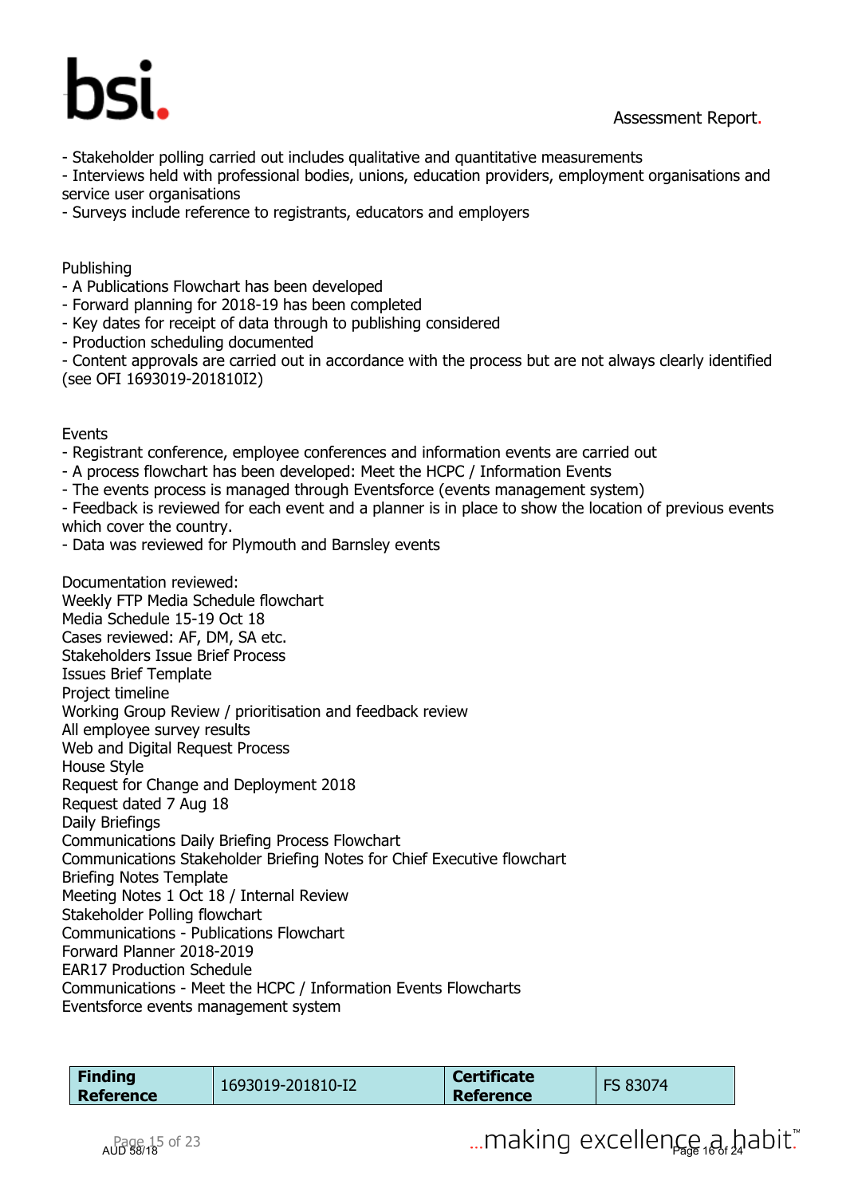- Stakeholder polling carried out includes qualitative and quantitative measurements
- Interviews held with professional bodies, unions, education providers, employment organisations and service user organisations
- Surveys include reference to registrants, educators and employers

Publishing
- A Publications Flowchart has been developed
- Forward planning for 2018-19 has been completed
- Key dates for receipt of data through to publishing considered
- Production scheduling documented
- Content approvals are carried out in accordance with the process but are not always clearly identified (see OFI 1693019-201810I2)

Events
- Registrant conference, employee conferences and information events are carried out
- A process flowchart has been developed: Meet the HCPC / Information Events
- The events process is managed through Eventsforce (events management system)
- Feedback is reviewed for each event and a planner is in place to show the location of previous events which cover the country.
- Data was reviewed for Plymouth and Barnsley events

Documentation reviewed:
Weekly FTP Media Schedule flowchart
Media Schedule 15-19 Oct 18
Cases reviewed: AF, DM, SA etc.
Stakeholders Issue Brief Process
Issues Brief Template
Project timeline
Working Group Review / prioritisation and feedback review
All employee survey results
Web and Digital Request Process
House Style
Request for Change and Deployment 2018
Request dated 7 Aug 18
Daily Briefings
Communications Daily Briefing Process Flowchart
Communications Stakeholder Briefing Notes for Chief Executive flowchart
Briefing Notes Template
Meeting Notes 1 Oct 18 / Internal Review
Stakeholder Polling flowchart
Communications - Publications Flowchart
Forward Planner 2018-2019
EAR17 Production Schedule
Communications - Meet the HCPC / Information Events Flowcharts
Eventsforce events management system

| **Finding Reference** | 1693019-201810-I2 | **Certificate Reference** | FS 83074 |
|---|---|---|---|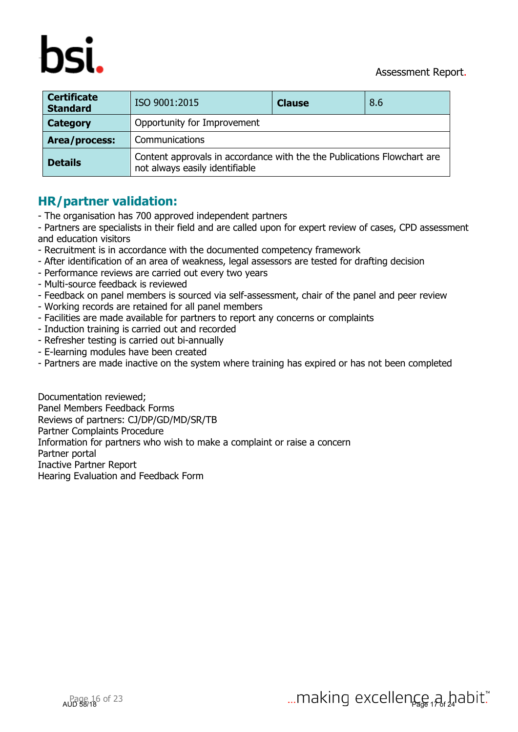| Certificate Standard | ISO 9001:2015 | Clause | 8.6 |
| --- | --- | --- | --- |
| Category | Opportunity for Improvement | | |
| Area/process: | Communications | | |
| Details | Content approvals in accordance with the the Publications Flowchart are not always easily identifiable | | |

## HR/partner validation:

- The organisation has 700 approved independent partners
- Partners are specialists in their field and are called upon for expert review of cases, CPD assessment and education visitors
- Recruitment is in accordance with the documented competency framework
- After identification of an area of weakness, legal assessors are tested for drafting decision
- Performance reviews are carried out every two years
- Multi-source feedback is reviewed
- Feedback on panel members is sourced via self-assessment, chair of the panel and peer review
- Working records are retained for all panel members
- Facilities are made available for partners to report any concerns or complaints
- Induction training is carried out and recorded
- Refresher testing is carried out bi-annually
- E-learning modules have been created
- Partners are made inactive on the system where training has expired or has not been completed

Documentation reviewed;
Panel Members Feedback Forms
Reviews of partners: CJ/DP/GD/MD/SR/TB
Partner Complaints Procedure
Information for partners who wish to make a complaint or raise a concern
Partner portal
Inactive Partner Report
Hearing Evaluation and Feedback Form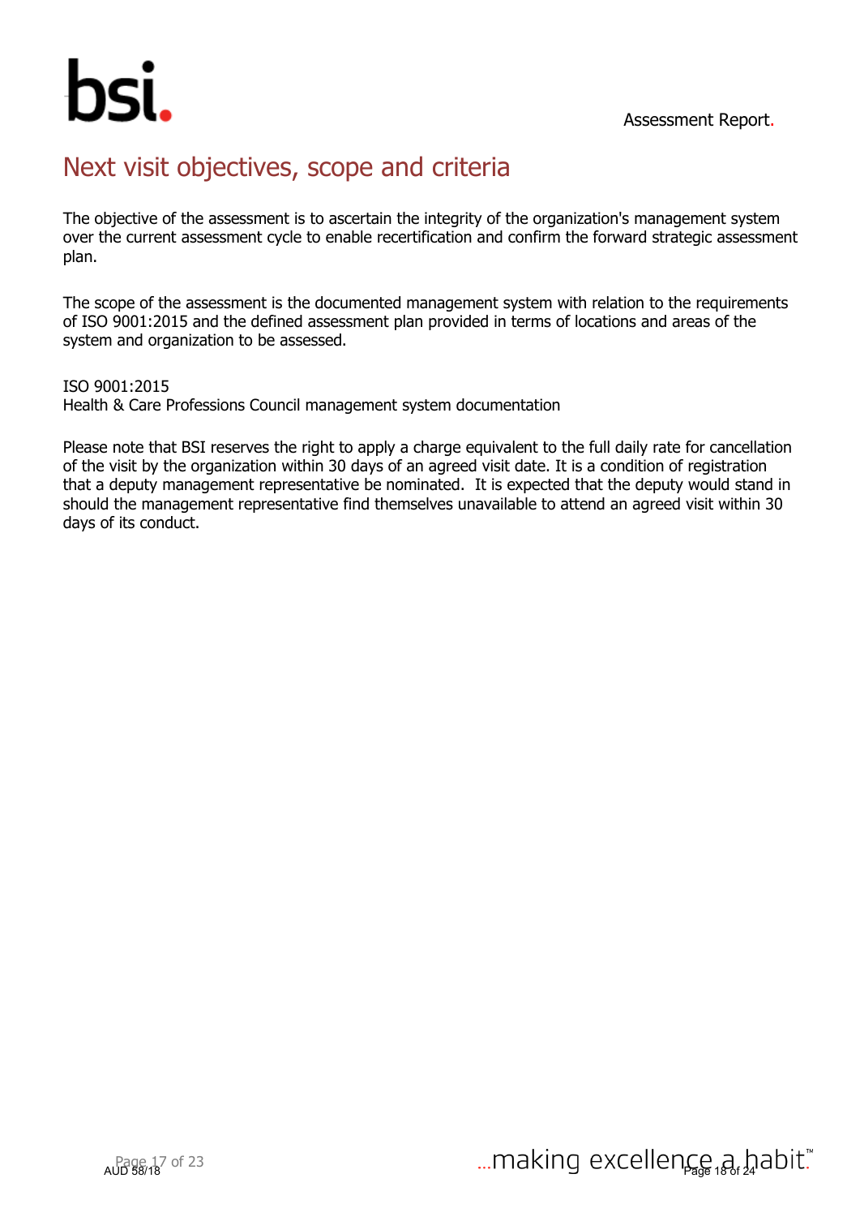# Next visit objectives, scope and criteria

The objective of the assessment is to ascertain the integrity of the organization's management system over the current assessment cycle to enable recertification and confirm the forward strategic assessment plan.

The scope of the assessment is the documented management system with relation to the requirements of ISO 9001:2015 and the defined assessment plan provided in terms of locations and areas of the system and organization to be assessed.

ISO 9001:2015
Health & Care Professions Council management system documentation

Please note that BSI reserves the right to apply a charge equivalent to the full daily rate for cancellation of the visit by the organization within 30 days of an agreed visit date. It is a condition of registration that a deputy management representative be nominated.  It is expected that the deputy would stand in should the management representative find themselves unavailable to attend an agreed visit within 30 days of its conduct.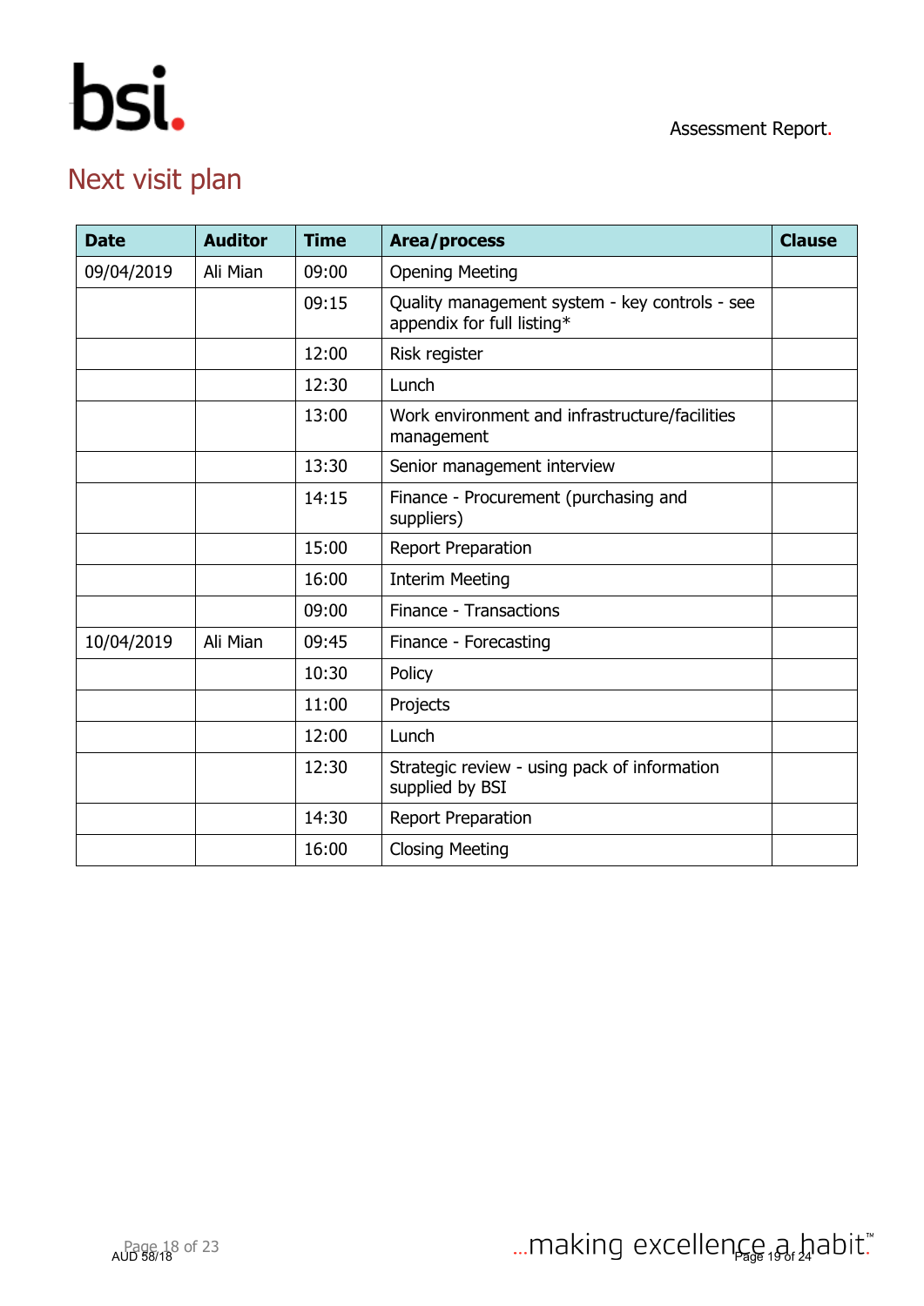## Next visit plan

| Date | Auditor | Time | Area/process | Clause |
|---|---|---|---|---|
| 09/04/2019 | Ali Mian | 09:00 | Opening Meeting | |
| | | 09:15 | Quality management system - key controls - see appendix for full listing* | |
| | | 12:00 | Risk register | |
| | | 12:30 | Lunch | |
| | | 13:00 | Work environment and infrastructure/facilities management | |
| | | 13:30 | Senior management interview | |
| | | 14:15 | Finance - Procurement (purchasing and suppliers) | |
| | | 15:00 | Report Preparation | |
| | | 16:00 | Interim Meeting | |
| | | 09:00 | Finance - Transactions | |
| 10/04/2019 | Ali Mian | 09:45 | Finance - Forecasting | |
| | | 10:30 | Policy | |
| | | 11:00 | Projects | |
| | | 12:00 | Lunch | |
| | | 12:30 | Strategic review - using pack of information supplied by BSI | |
| | | 14:30 | Report Preparation | |
| | | 16:00 | Closing Meeting | |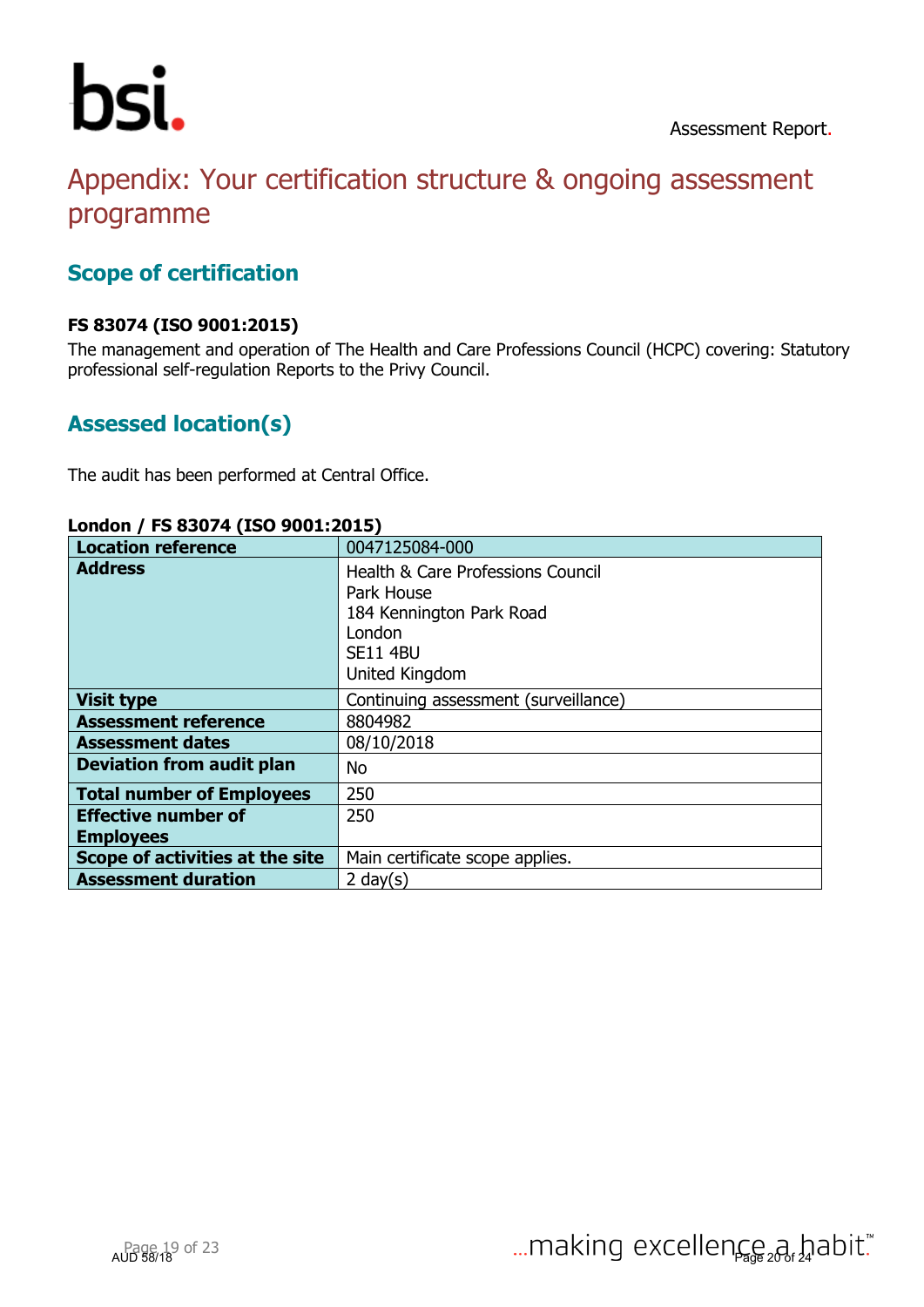# Appendix: Your certification structure & ongoing assessment programme

## Scope of certification

**FS 83074 (ISO 9001:2015)**

The management and operation of The Health and Care Professions Council (HCPC) covering: Statutory professional self-regulation Reports to the Privy Council.

## Assessed location(s)

The audit has been performed at Central Office.

**London / FS 83074 (ISO 9001:2015)**

| **Location reference** | 0047125084-000 |
|---|---|
| **Address** | Health & Care Professions Council<br>Park House<br>184 Kennington Park Road<br>London<br>SE11 4BU<br>United Kingdom |
| **Visit type** | Continuing assessment (surveillance) |
| **Assessment reference** | 8804982 |
| **Assessment dates** | 08/10/2018 |
| **Deviation from audit plan** | No |
| **Total number of Employees** | 250 |
| **Effective number of Employees** | 250 |
| **Scope of activities at the site** | Main certificate scope applies. |
| **Assessment duration** | 2 day(s) |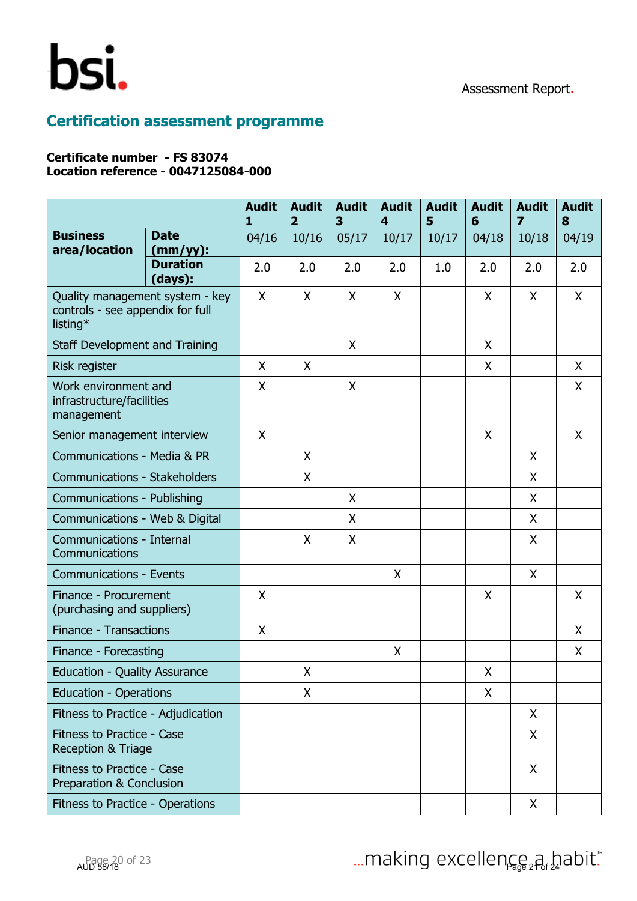## Certification assessment programme

**Certificate number - FS 83074**
**Location reference - 0047125084-000**

| | | Audit 1 | Audit 2 | Audit 3 | Audit 4 | Audit 5 | Audit 6 | Audit 7 | Audit 8 |
|---|---|---|---|---|---|---|---|---|---|
| **Business area/location** | **Date (mm/yy):** | 04/16 | 10/16 | 05/17 | 10/17 | 10/17 | 04/18 | 10/18 | 04/19 |
| | **Duration (days):** | 2.0 | 2.0 | 2.0 | 2.0 | 1.0 | 2.0 | 2.0 | 2.0 |
| Quality management system - key controls - see appendix for full listing* | | X | X | X | X | | X | X | X |
| Staff Development and Training | | | | X | | | X | | |
| Risk register | | X | X | | | | X | | X |
| Work environment and infrastructure/facilities management | | X | | X | | | | | X |
| Senior management interview | | X | | | | | X | | X |
| Communications - Media & PR | | | X | | | | | X | |
| Communications - Stakeholders | | | X | | | | | X | |
| Communications - Publishing | | | | X | | | | X | |
| Communications - Web & Digital | | | | X | | | | X | |
| Communications - Internal Communications | | | X | X | | | | X | |
| Communications - Events | | | | | X | | | X | |
| Finance - Procurement (purchasing and suppliers) | | X | | | | | X | | X |
| Finance - Transactions | | X | | | | | | | X |
| Finance - Forecasting | | | | | X | | | | X |
| Education - Quality Assurance | | | X | | | | X | | |
| Education - Operations | | | X | | | | X | | |
| Fitness to Practice - Adjudication | | | | | | | | X | |
| Fitness to Practice - Case Reception & Triage | | | | | | | | X | |
| Fitness to Practice - Case Preparation & Conclusion | | | | | | | | X | |
| Fitness to Practice - Operations | | | | | | | | X | |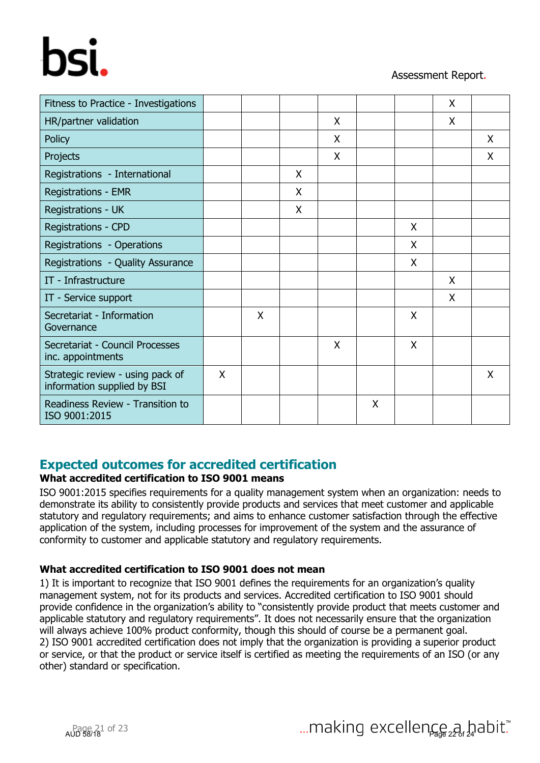| | | | | | | | | |
|---|---|---|---|---|---|---|---|---|
| Fitness to Practice - Investigations | | | | | | | X | |
| HR/partner validation | | | | X | | | X | |
| Policy | | | | X | | | | X |
| Projects | | | | X | | | | X |
| Registrations - International | | | X | | | | | |
| Registrations - EMR | | | X | | | | | |
| Registrations - UK | | | X | | | | | |
| Registrations - CPD | | | | | | X | | |
| Registrations - Operations | | | | | | X | | |
| Registrations - Quality Assurance | | | | | | X | | |
| IT - Infrastructure | | | | | | | X | |
| IT - Service support | | | | | | | X | |
| Secretariat - Information Governance | | X | | | | X | | |
| Secretariat - Council Processes inc. appointments | | | | X | | X | | |
| Strategic review - using pack of information supplied by BSI | X | | | | | | | X |
| Readiness Review - Transition to ISO 9001:2015 | | | | | X | | | |

## Expected outcomes for accredited certification

**What accredited certification to ISO 9001 means**

ISO 9001:2015 specifies requirements for a quality management system when an organization: needs to demonstrate its ability to consistently provide products and services that meet customer and applicable statutory and regulatory requirements; and aims to enhance customer satisfaction through the effective application of the system, including processes for improvement of the system and the assurance of conformity to customer and applicable statutory and regulatory requirements.

**What accredited certification to ISO 9001 does not mean**

1) It is important to recognize that ISO 9001 defines the requirements for an organization's quality management system, not for its products and services. Accredited certification to ISO 9001 should provide confidence in the organization's ability to "consistently provide product that meets customer and applicable statutory and regulatory requirements". It does not necessarily ensure that the organization will always achieve 100% product conformity, though this should of course be a permanent goal.
2) ISO 9001 accredited certification does not imply that the organization is providing a superior product or service, or that the product or service itself is certified as meeting the requirements of an ISO (or any other) standard or specification.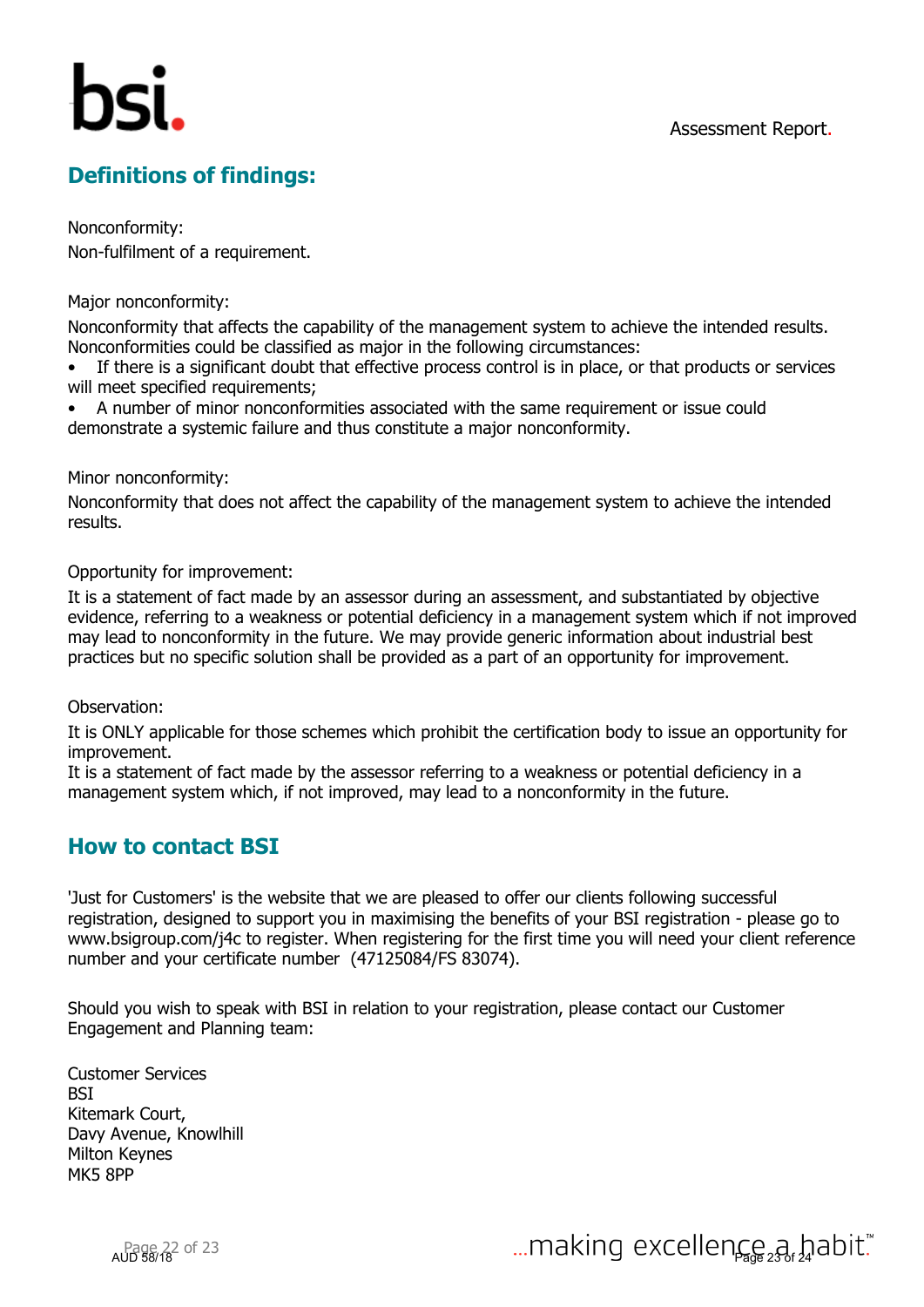## Definitions of findings:

Nonconformity:
Non-fulfilment of a requirement.

Major nonconformity:
Nonconformity that affects the capability of the management system to achieve the intended results. Nonconformities could be classified as major in the following circumstances:

- If there is a significant doubt that effective process control is in place, or that products or services will meet specified requirements;
- A number of minor nonconformities associated with the same requirement or issue could demonstrate a systemic failure and thus constitute a major nonconformity.

Minor nonconformity:
Nonconformity that does not affect the capability of the management system to achieve the intended results.

Opportunity for improvement:
It is a statement of fact made by an assessor during an assessment, and substantiated by objective evidence, referring to a weakness or potential deficiency in a management system which if not improved may lead to nonconformity in the future. We may provide generic information about industrial best practices but no specific solution shall be provided as a part of an opportunity for improvement.

Observation:
It is ONLY applicable for those schemes which prohibit the certification body to issue an opportunity for improvement.
It is a statement of fact made by the assessor referring to a weakness or potential deficiency in a management system which, if not improved, may lead to a nonconformity in the future.

## How to contact BSI

'Just for Customers' is the website that we are pleased to offer our clients following successful registration, designed to support you in maximising the benefits of your BSI registration - please go to www.bsigroup.com/j4c to register. When registering for the first time you will need your client reference number and your certificate number (47125084/FS 83074).

Should you wish to speak with BSI in relation to your registration, please contact our Customer Engagement and Planning team:

Customer Services
BSI
Kitemark Court,
Davy Avenue, Knowlhill
Milton Keynes
MK5 8PP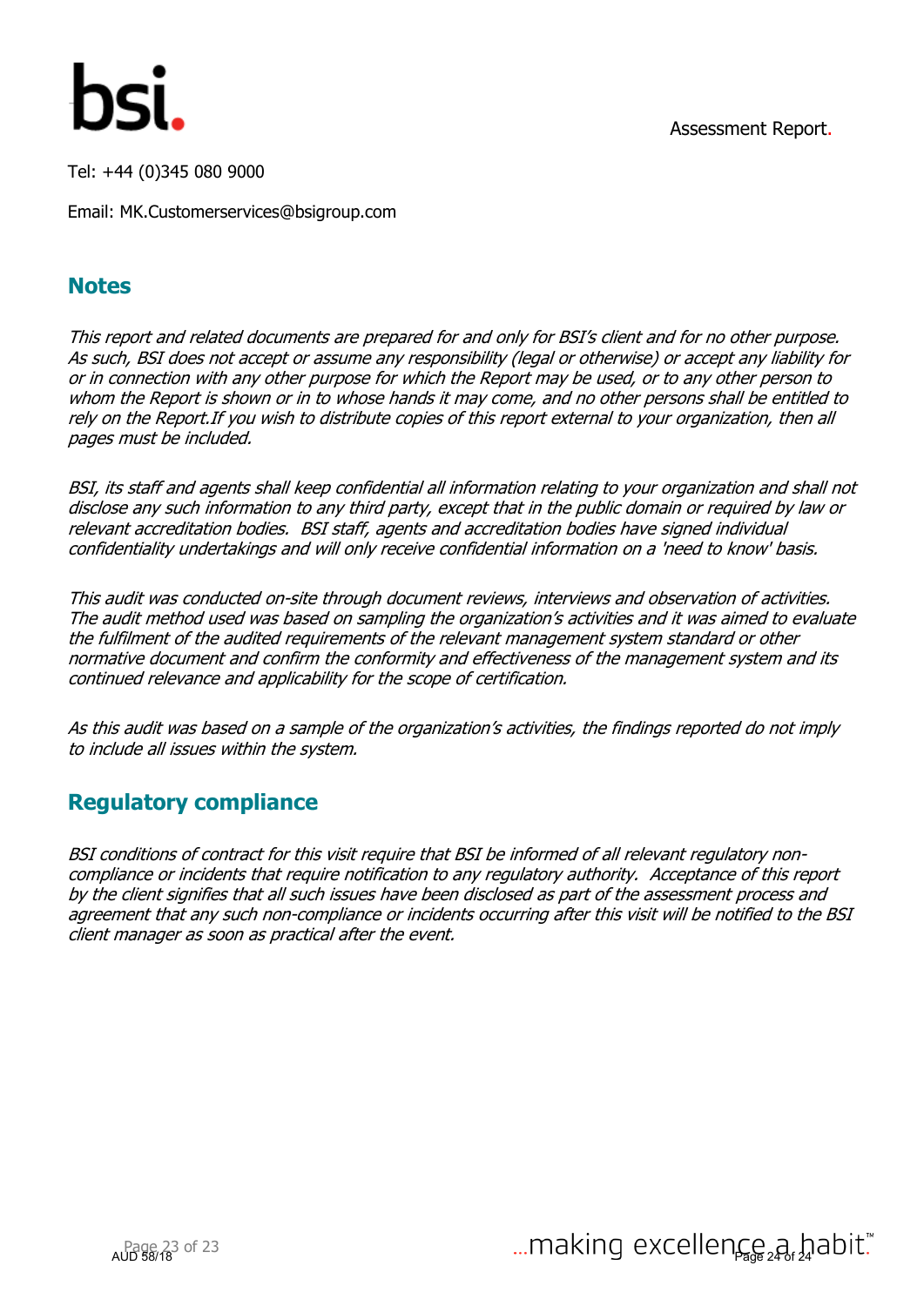Assessment Report.

Tel: +44 (0)345 080 9000

Email: MK.Customerservices@bsigroup.com

## Notes

*This report and related documents are prepared for and only for BSI's client and for no other purpose. As such, BSI does not accept or assume any responsibility (legal or otherwise) or accept any liability for or in connection with any other purpose for which the Report may be used, or to any other person to whom the Report is shown or in to whose hands it may come, and no other persons shall be entitled to rely on the Report.If you wish to distribute copies of this report external to your organization, then all pages must be included.*

*BSI, its staff and agents shall keep confidential all information relating to your organization and shall not disclose any such information to any third party, except that in the public domain or required by law or relevant accreditation bodies. BSI staff, agents and accreditation bodies have signed individual confidentiality undertakings and will only receive confidential information on a 'need to know' basis.*

*This audit was conducted on-site through document reviews, interviews and observation of activities. The audit method used was based on sampling the organization's activities and it was aimed to evaluate the fulfilment of the audited requirements of the relevant management system standard or other normative document and confirm the conformity and effectiveness of the management system and its continued relevance and applicability for the scope of certification.*

*As this audit was based on a sample of the organization's activities, the findings reported do not imply to include all issues within the system.*

## Regulatory compliance

*BSI conditions of contract for this visit require that BSI be informed of all relevant regulatory non-compliance or incidents that require notification to any regulatory authority. Acceptance of this report by the client signifies that all such issues have been disclosed as part of the assessment process and agreement that any such non-compliance or incidents occurring after this visit will be notified to the BSI client manager as soon as practical after the event.*